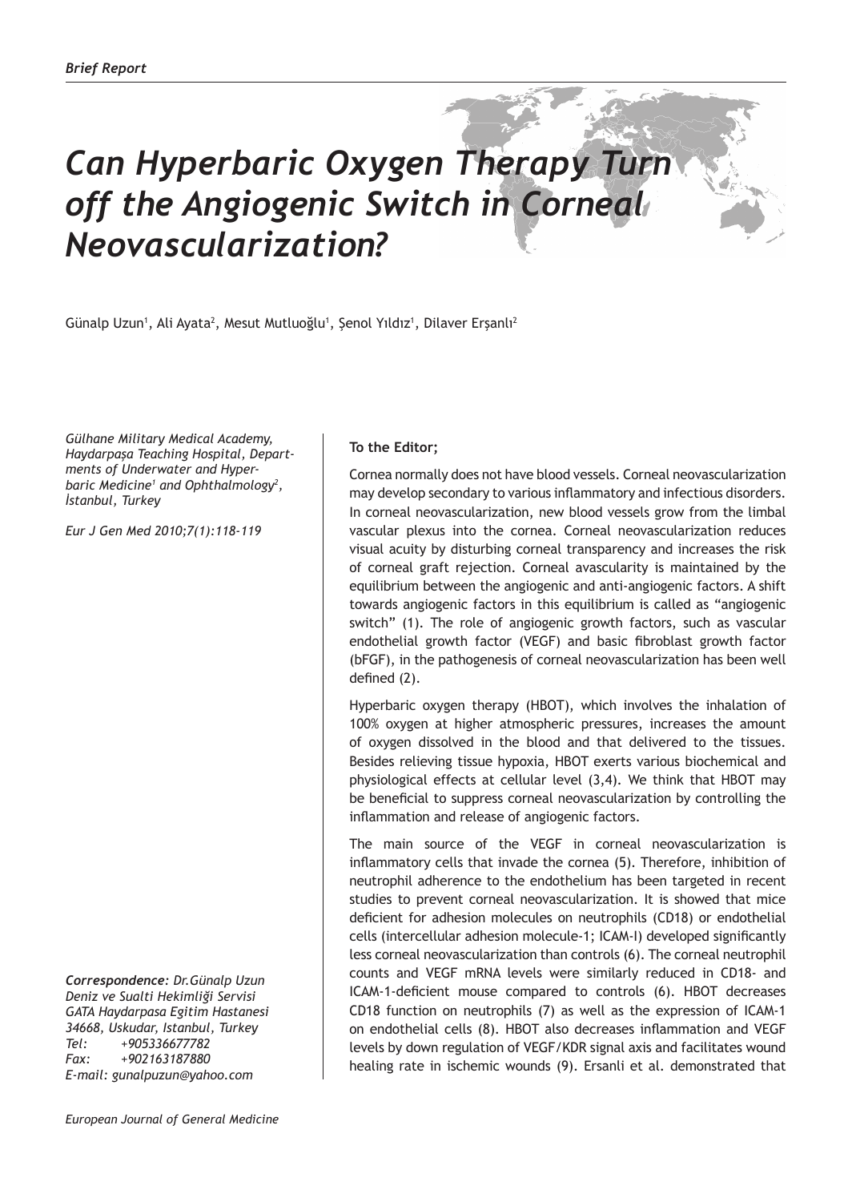*Brief Report*

# *Can Hyperbaric Oxygen Therapy Turn off the Angiogenic Switch in Corneal Neovascularization?*

Günalp Uzun[1], Ali Ayata[2], Mesut Mutluoğlu[1], Şenol Yıldız[1], Dilaver Erşanlı[2]

*Gülhane Military Medical Academy, Haydarpaşa Teaching Hospital, Departments of Underwater and Hyperbaric Medicine[1] and Ophthalmology[2], İstanbul, Turkey*

*Eur J Gen Med 2010;7(1):118-119*

***Correspondence:** Dr.Günalp Uzun*
*Deniz ve Sualti Hekimliği Servisi*
*GATA Haydarpasa Egitim Hastanesi*
*34668, Uskudar, Istanbul, Turkey*
*Tel: +905336677782*
*Fax: +902163187880*
*E-mail: gunalpuzun@yahoo.com*

**To the Editor;**

Cornea normally does not have blood vessels. Corneal neovascularization may develop secondary to various inflammatory and infectious disorders. In corneal neovascularization, new blood vessels grow from the limbal vascular plexus into the cornea. Corneal neovascularization reduces visual acuity by disturbing corneal transparency and increases the risk of corneal graft rejection. Corneal avascularity is maintained by the equilibrium between the angiogenic and anti-angiogenic factors. A shift towards angiogenic factors in this equilibrium is called as "angiogenic switch" (1). The role of angiogenic growth factors, such as vascular endothelial growth factor (VEGF) and basic fibroblast growth factor (bFGF), in the pathogenesis of corneal neovascularization has been well defined (2).

Hyperbaric oxygen therapy (HBOT), which involves the inhalation of 100% oxygen at higher atmospheric pressures, increases the amount of oxygen dissolved in the blood and that delivered to the tissues. Besides relieving tissue hypoxia, HBOT exerts various biochemical and physiological effects at cellular level (3,4). We think that HBOT may be beneficial to suppress corneal neovascularization by controlling the inflammation and release of angiogenic factors.

The main source of the VEGF in corneal neovascularization is inflammatory cells that invade the cornea (5). Therefore, inhibition of neutrophil adherence to the endothelium has been targeted in recent studies to prevent corneal neovascularization. It is showed that mice deficient for adhesion molecules on neutrophils (CD18) or endothelial cells (intercellular adhesion molecule-1; ICAM-I) developed significantly less corneal neovascularization than controls (6). The corneal neutrophil counts and VEGF mRNA levels were similarly reduced in CD18- and ICAM-1-deficient mouse compared to controls (6). HBOT decreases CD18 function on neutrophils (7) as well as the expression of ICAM-1 on endothelial cells (8). HBOT also decreases inflammation and VEGF levels by down regulation of VEGF/KDR signal axis and facilitates wound healing rate in ischemic wounds (9). Ersanli et al. demonstrated that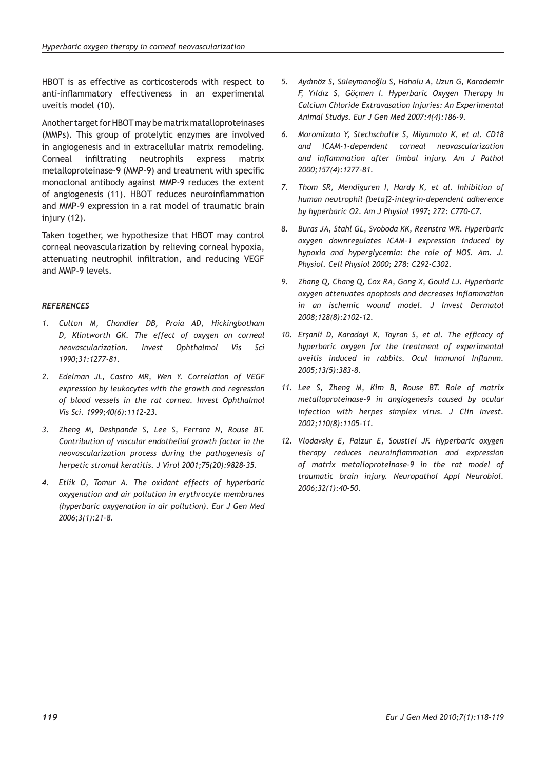HBOT is as effective as corticosterods with respect to anti-inflammatory effectiveness in an experimental uveitis model (10).

Another target for HBOT may be matrix metalloproteinases (MMPs). This group of protelytic enzymes are involved in angiogenesis and in extracellular matrix remodeling. Corneal infiltrating neutrophils express matrix metalloproteinase-9 (MMP-9) and treatment with specific monoclonal antibody against MMP-9 reduces the extent of angiogenesis (11). HBOT reduces neuroinflammation and MMP-9 expression in a rat model of traumatic brain injury (12).

Taken together, we hypothesize that HBOT may control corneal neovascularization by relieving corneal hypoxia, attenuating neutrophil infiltration, and reducing VEGF and MMP-9 levels.

### *REFERENCES*

1. *Culton M, Chandler DB, Proia AD, Hickingbotham D, Klintworth GK. The effect of oxygen on corneal neovascularization. Invest Ophthalmol Vis Sci 1990;31:1277-81.*
2. *Edelman JL, Castro MR, Wen Y. Correlation of VEGF expression by leukocytes with the growth and regression of blood vessels in the rat cornea. Invest Ophthalmol Vis Sci. 1999;40(6):1112-23.*
3. *Zheng M, Deshpande S, Lee S, Ferrara N, Rouse BT. Contribution of vascular endothelial growth factor in the neovascularization process during the pathogenesis of herpetic stromal keratitis. J Virol 2001;75(20):9828-35.*
4. *Etlik O, Tomur A. The oxidant effects of hyperbaric oxygenation and air pollution in erythrocyte membranes (hyperbaric oxygenation in air pollution). Eur J Gen Med 2006;3(1):21-8.*
5. *Aydınöz S, Süleymanoğlu S, Haholu A, Uzun G, Karademir F, Yıldız S, Göçmen I. Hyperbaric Oxygen Therapy In Calcium Chloride Extravasation Injuries: An Experimental Animal Studys. Eur J Gen Med 2007:4(4):186-9.*
6. *Moromizato Y, Stechschulte S, Miyamoto K, et al. CD18 and ICAM-1-dependent corneal neovascularization and inflammation after limbal injury. Am J Pathol 2000;157(4):1277-81.*
7. *Thom SR, Mendiguren I, Hardy K, et al. Inhibition of human neutrophil [beta]2-integrin-dependent adherence by hyperbaric O2. Am J Physiol 1997; 272: C770-C7.*
8. *Buras JA, Stahl GL, Svoboda KK, Reenstra WR. Hyperbaric oxygen downregulates ICAM-1 expression induced by hypoxia and hyperglycemia: the role of NOS. Am. J. Physiol. Cell Physiol 2000; 278: C292-C302.*
9. *Zhang Q, Chang Q, Cox RA, Gong X, Gould LJ. Hyperbaric oxygen attenuates apoptosis and decreases inflammation in an ischemic wound model. J Invest Dermatol 2008;128(8):2102-12.*
10. *Erşanli D, Karadayi K, Toyran S, et al. The efficacy of hyperbaric oxygen for the treatment of experimental uveitis induced in rabbits. Ocul Immunol Inflamm. 2005;13(5):383-8.*
11. *Lee S, Zheng M, Kim B, Rouse BT. Role of matrix metalloproteinase-9 in angiogenesis caused by ocular infection with herpes simplex virus. J Clin Invest. 2002;110(8):1105-11.*
12. *Vlodavsky E, Palzur E, Soustiel JF. Hyperbaric oxygen therapy reduces neuroinflammation and expression of matrix metalloproteinase-9 in the rat model of traumatic brain injury. Neuropathol Appl Neurobiol. 2006;32(1):40-50.*